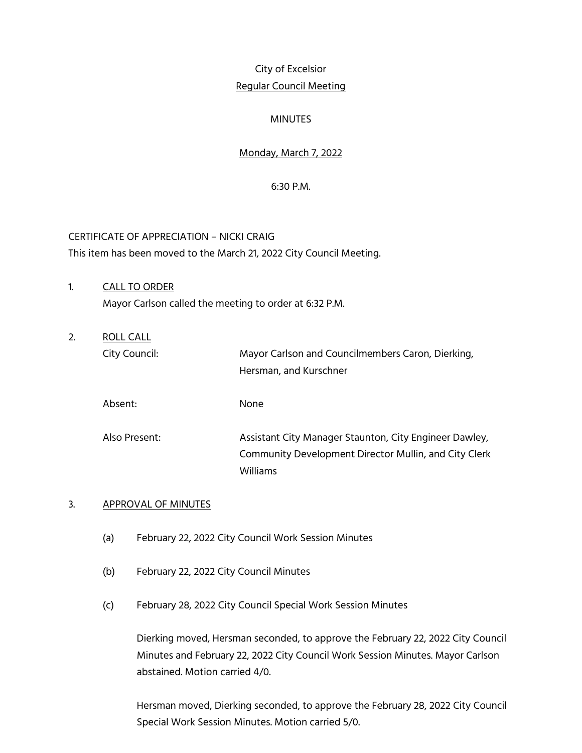# City of Excelsior

## Regular Council Meeting

## MINUTES

## Monday, March 7, 2022

## 6:30 P.M.

CERTIFICATE OF APPRECIATION – NICKI CRAIG

This item has been moved to the March 21, 2022 City Council Meeting.

1. CALL TO ORDER

   Mayor Carlson called the meeting to order at 6:32 P.M.

2. ROLL CALL

| | |
|---|---|
| City Council: | Mayor Carlson and Councilmembers Caron, Dierking, Hersman, and Kurschner |
| Absent: | None |
| Also Present: | Assistant City Manager Staunton, City Engineer Dawley, Community Development Director Mullin, and City Clerk Williams |

3. APPROVAL OF MINUTES

   (a) February 22, 2022 City Council Work Session Minutes

   (b) February 22, 2022 City Council Minutes

   (c) February 28, 2022 City Council Special Work Session Minutes

   Dierking moved, Hersman seconded, to approve the February 22, 2022 City Council Minutes and February 22, 2022 City Council Work Session Minutes. Mayor Carlson abstained. Motion carried 4/0.

   Hersman moved, Dierking seconded, to approve the February 28, 2022 City Council Special Work Session Minutes. Motion carried 5/0.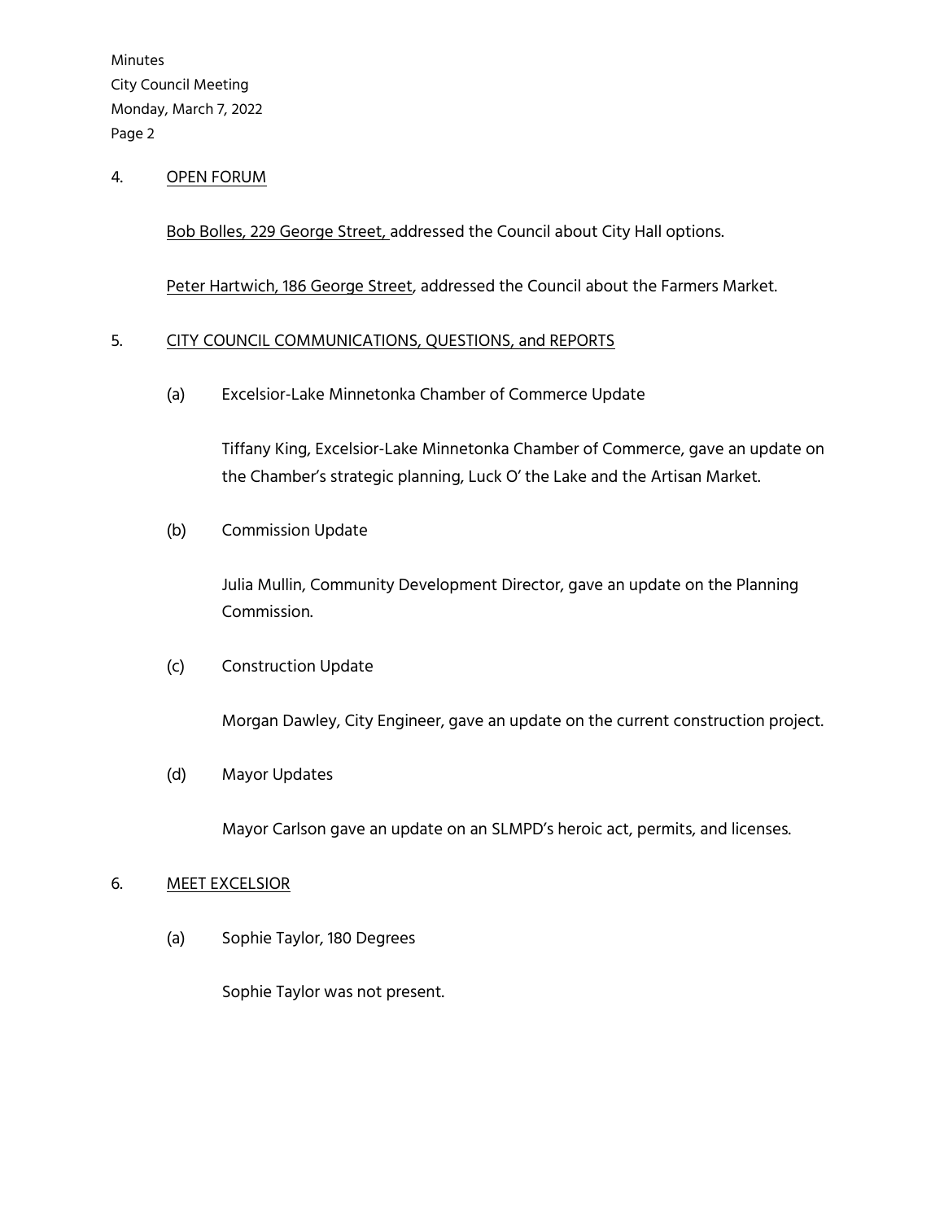## 4. OPEN FORUM

Bob Bolles, 229 George Street, addressed the Council about City Hall options.

Peter Hartwich, 186 George Street, addressed the Council about the Farmers Market.

## 5. CITY COUNCIL COMMUNICATIONS, QUESTIONS, and REPORTS

(a) Excelsior-Lake Minnetonka Chamber of Commerce Update

Tiffany King, Excelsior-Lake Minnetonka Chamber of Commerce, gave an update on the Chamber's strategic planning, Luck O' the Lake and the Artisan Market.

(b) Commission Update

Julia Mullin, Community Development Director, gave an update on the Planning Commission.

(c) Construction Update

Morgan Dawley, City Engineer, gave an update on the current construction project.

(d) Mayor Updates

Mayor Carlson gave an update on an SLMPD's heroic act, permits, and licenses.

## 6. MEET EXCELSIOR

(a) Sophie Taylor, 180 Degrees

Sophie Taylor was not present.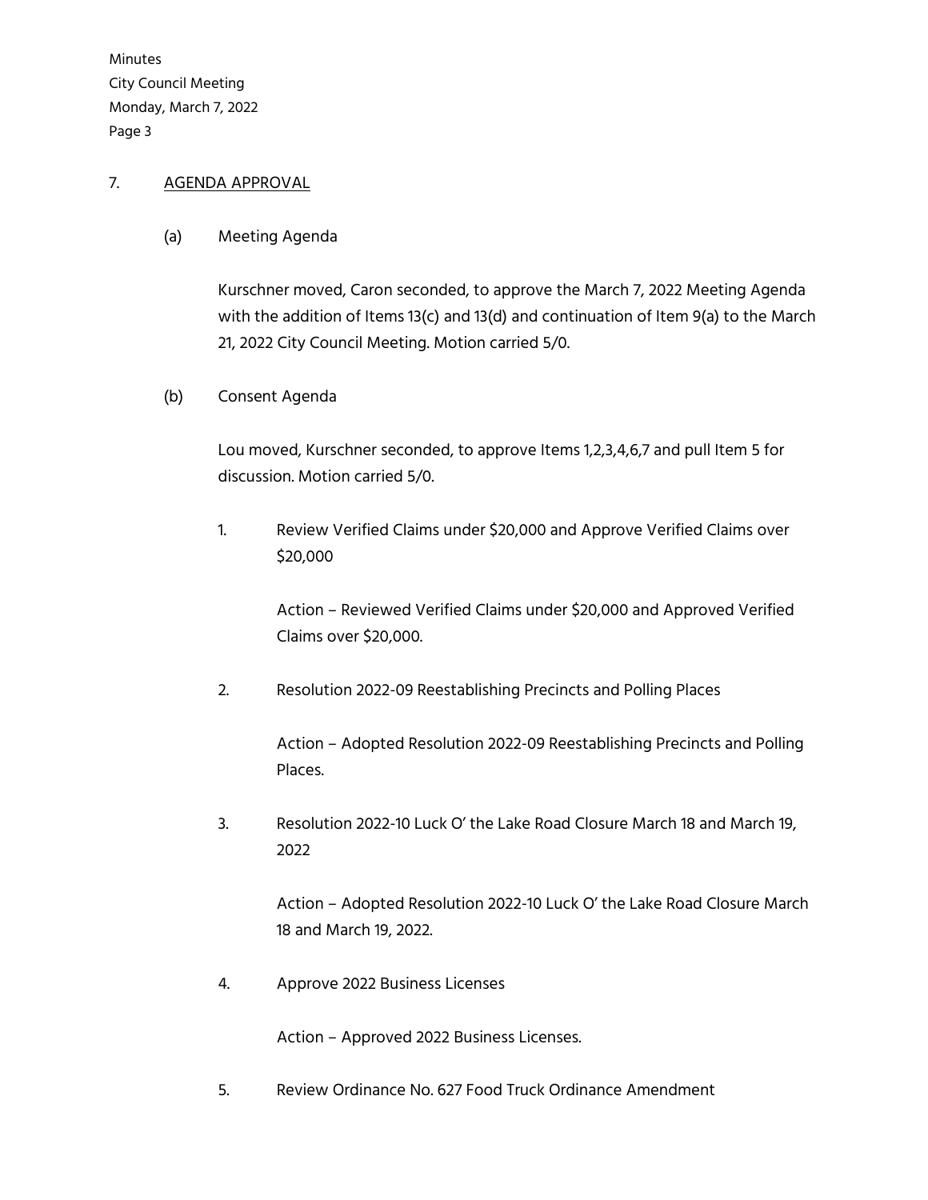## 7. AGENDA APPROVAL

### (a) Meeting Agenda

Kurschner moved, Caron seconded, to approve the March 7, 2022 Meeting Agenda with the addition of Items 13(c) and 13(d) and continuation of Item 9(a) to the March 21, 2022 City Council Meeting. Motion carried 5/0.

### (b) Consent Agenda

Lou moved, Kurschner seconded, to approve Items 1,2,3,4,6,7 and pull Item 5 for discussion. Motion carried 5/0.

1. Review Verified Claims under $20,000 and Approve Verified Claims over $20,000

   Action – Reviewed Verified Claims under $20,000 and Approved Verified Claims over $20,000.

2. Resolution 2022-09 Reestablishing Precincts and Polling Places

   Action – Adopted Resolution 2022-09 Reestablishing Precincts and Polling Places.

3. Resolution 2022-10 Luck O' the Lake Road Closure March 18 and March 19, 2022

   Action – Adopted Resolution 2022-10 Luck O' the Lake Road Closure March 18 and March 19, 2022.

4. Approve 2022 Business Licenses

   Action – Approved 2022 Business Licenses.

5. Review Ordinance No. 627 Food Truck Ordinance Amendment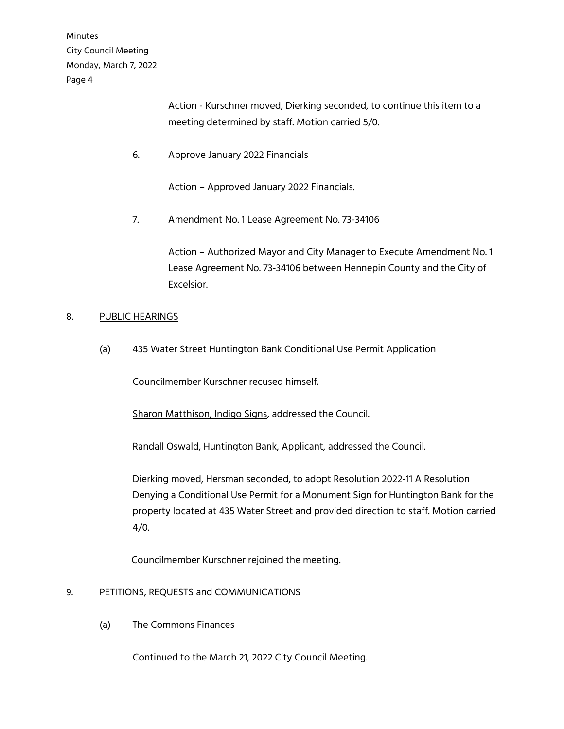Action - Kurschner moved, Dierking seconded, to continue this item to a meeting determined by staff. Motion carried 5/0.

6. Approve January 2022 Financials

   Action – Approved January 2022 Financials.

7. Amendment No. 1 Lease Agreement No. 73-34106

   Action – Authorized Mayor and City Manager to Execute Amendment No. 1 Lease Agreement No. 73-34106 between Hennepin County and the City of Excelsior.

## 8. PUBLIC HEARINGS

(a) 435 Water Street Huntington Bank Conditional Use Permit Application

Councilmember Kurschner recused himself.

Sharon Matthison, Indigo Signs, addressed the Council.

Randall Oswald, Huntington Bank, Applicant, addressed the Council.

Dierking moved, Hersman seconded, to adopt Resolution 2022-11 A Resolution Denying a Conditional Use Permit for a Monument Sign for Huntington Bank for the property located at 435 Water Street and provided direction to staff. Motion carried 4/0.

Councilmember Kurschner rejoined the meeting.

## 9. PETITIONS, REQUESTS and COMMUNICATIONS

(a) The Commons Finances

Continued to the March 21, 2022 City Council Meeting.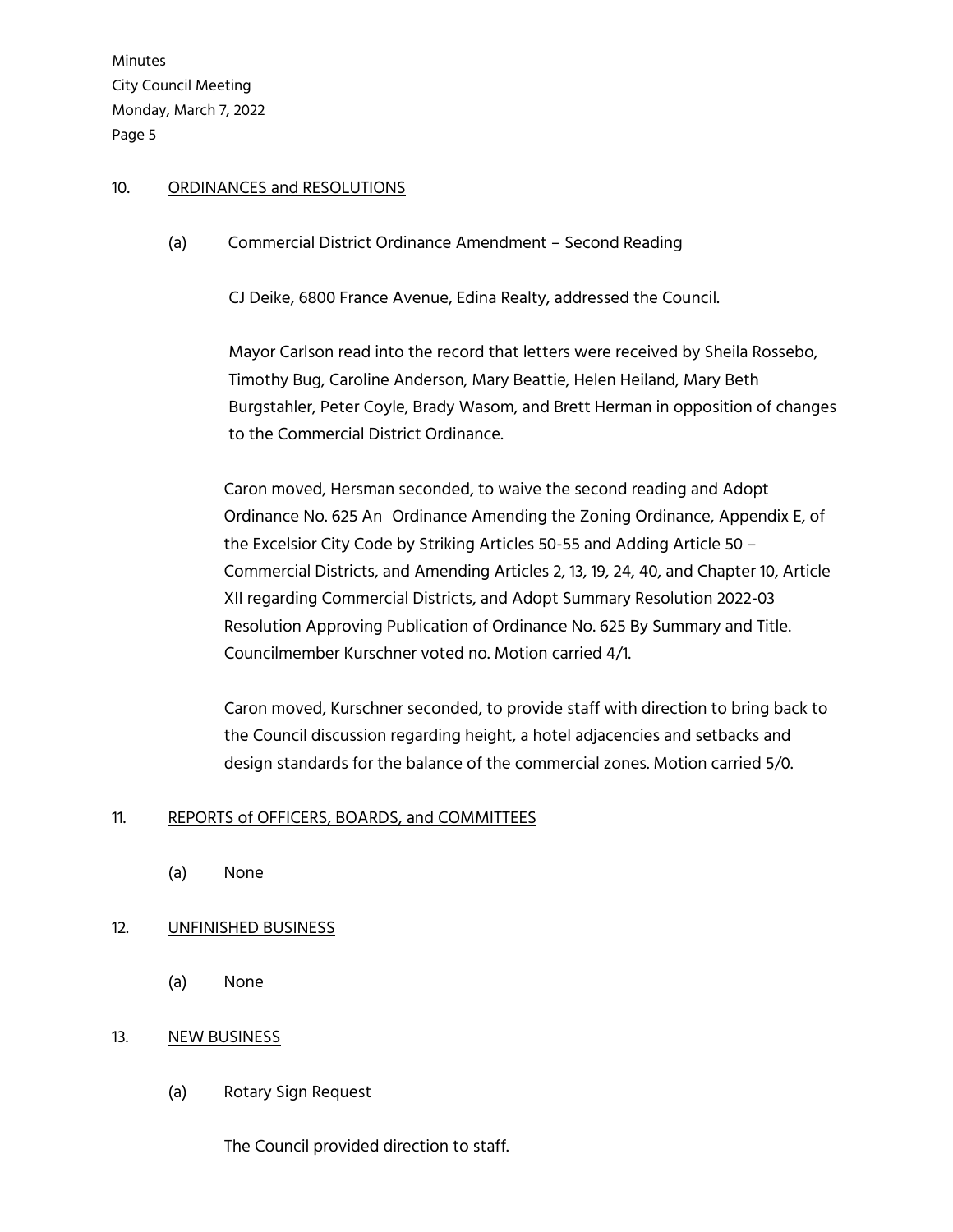10. ORDINANCES and RESOLUTIONS

(a) Commercial District Ordinance Amendment – Second Reading

CJ Deike, 6800 France Avenue, Edina Realty, addressed the Council.

Mayor Carlson read into the record that letters were received by Sheila Rossebo, Timothy Bug, Caroline Anderson, Mary Beattie, Helen Heiland, Mary Beth Burgstahler, Peter Coyle, Brady Wasom, and Brett Herman in opposition of changes to the Commercial District Ordinance.

Caron moved, Hersman seconded, to waive the second reading and Adopt Ordinance No. 625 An Ordinance Amending the Zoning Ordinance, Appendix E, of the Excelsior City Code by Striking Articles 50-55 and Adding Article 50 – Commercial Districts, and Amending Articles 2, 13, 19, 24, 40, and Chapter 10, Article XII regarding Commercial Districts, and Adopt Summary Resolution 2022-03 Resolution Approving Publication of Ordinance No. 625 By Summary and Title. Councilmember Kurschner voted no. Motion carried 4/1.

Caron moved, Kurschner seconded, to provide staff with direction to bring back to the Council discussion regarding height, a hotel adjacencies and setbacks and design standards for the balance of the commercial zones. Motion carried 5/0.

11. REPORTS of OFFICERS, BOARDS, and COMMITTEES

(a) None

12. UNFINISHED BUSINESS

(a) None

13. NEW BUSINESS

(a) Rotary Sign Request

The Council provided direction to staff.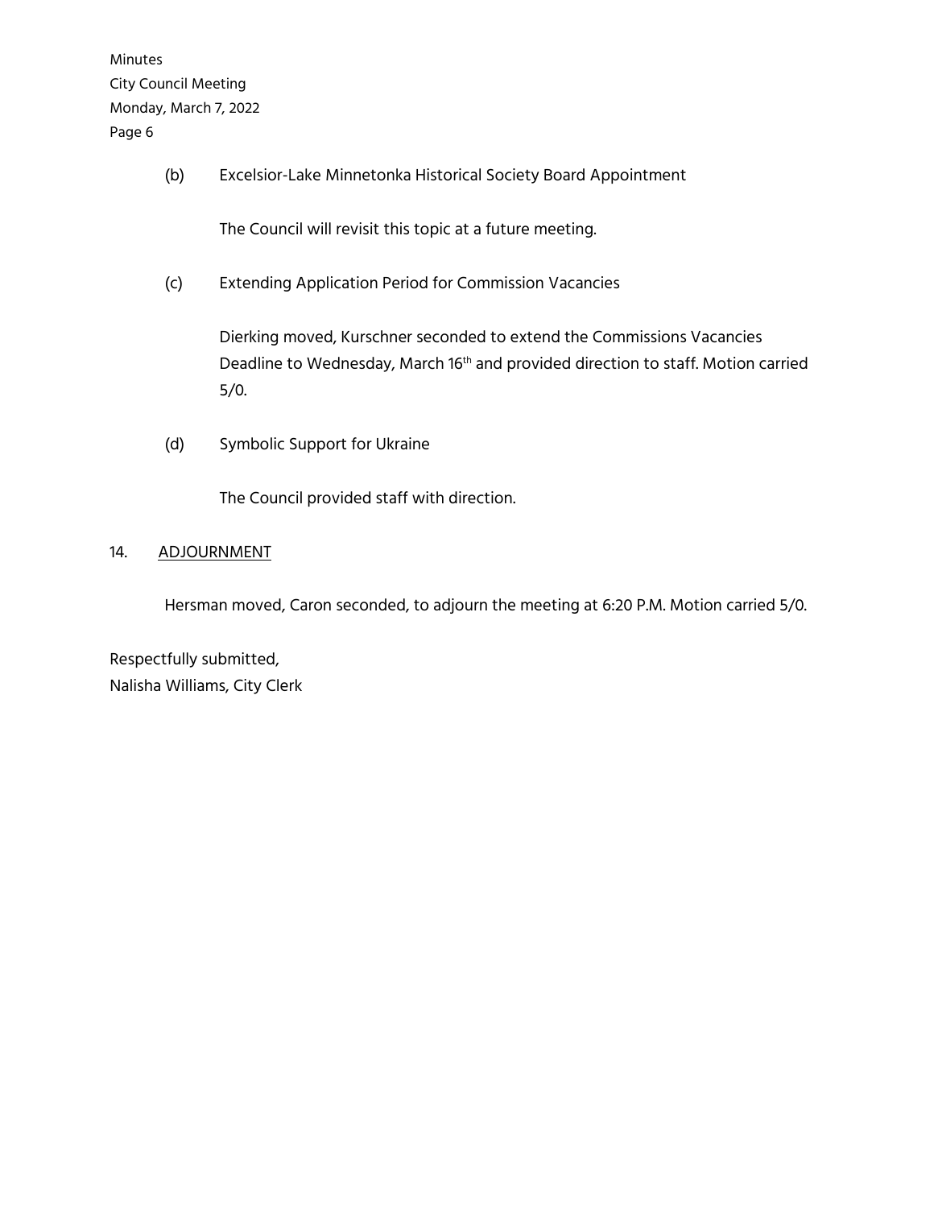(b) Excelsior-Lake Minnetonka Historical Society Board Appointment

The Council will revisit this topic at a future meeting.

(c) Extending Application Period for Commission Vacancies

Dierking moved, Kurschner seconded to extend the Commissions Vacancies Deadline to Wednesday, March 16th and provided direction to staff. Motion carried 5/0.

(d) Symbolic Support for Ukraine

The Council provided staff with direction.

14. ADJOURNMENT

Hersman moved, Caron seconded, to adjourn the meeting at 6:20 P.M. Motion carried 5/0.

Respectfully submitted,
Nalisha Williams, City Clerk